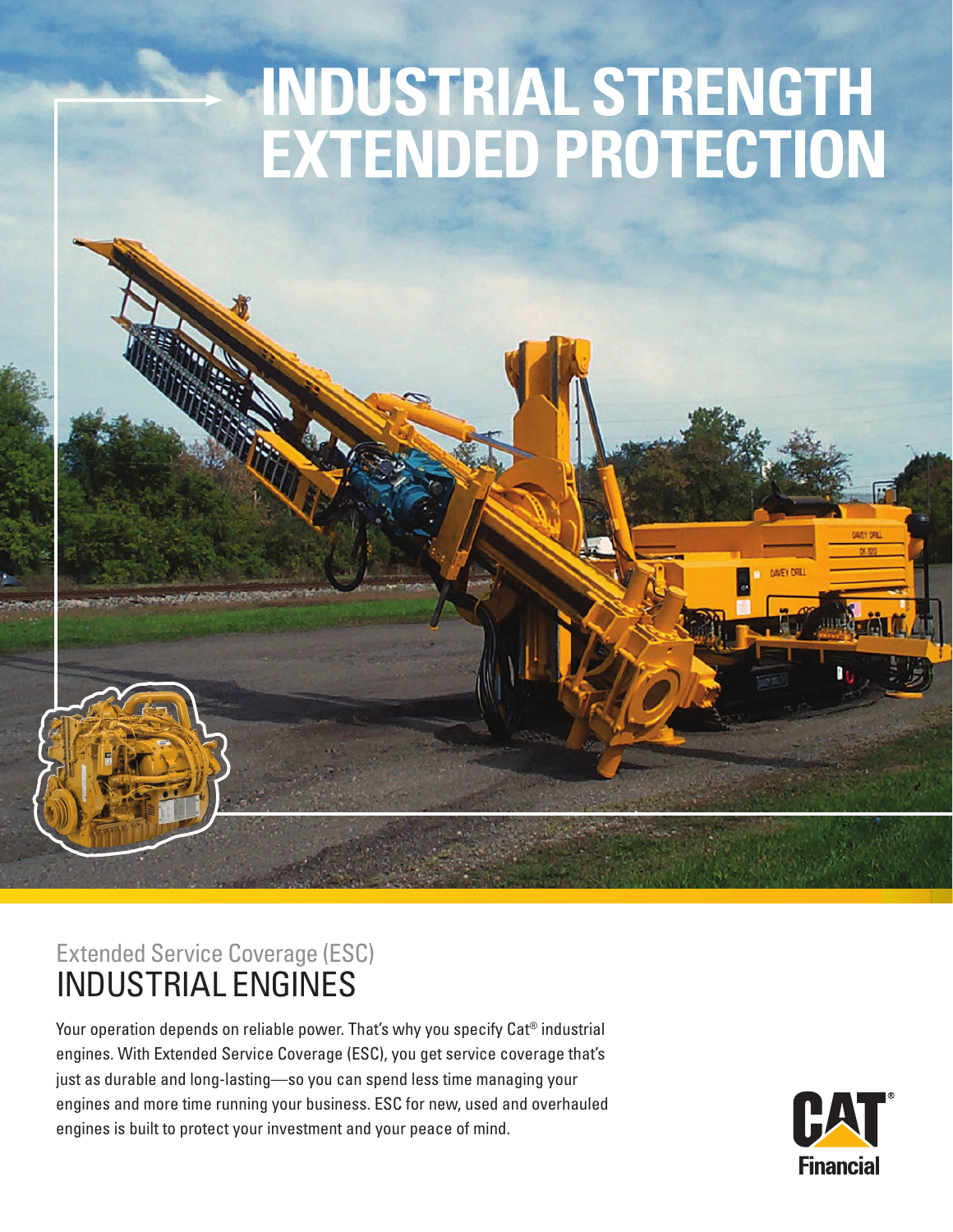# INDUSTRIAL STRENGTH EXTENDED PROTECTION

## Extended Service Coverage (ESC)
# INDUSTRIAL ENGINES

Your operation depends on reliable power. That's why you specify Cat® industrial engines. With Extended Service Coverage (ESC), you get service coverage that's just as durable and long-lasting—so you can spend less time managing your engines and more time running your business. ESC for new, used and overhauled engines is built to protect your investment and your peace of mind.

CAT® Financial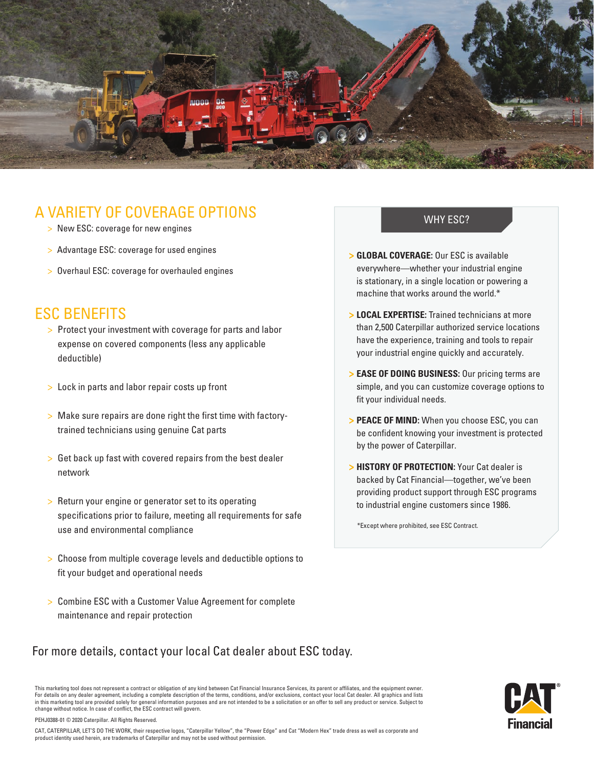## A VARIETY OF COVERAGE OPTIONS

- New ESC: coverage for new engines
- Advantage ESC: coverage for used engines
- Overhaul ESC: coverage for overhauled engines

## ESC BENEFITS

- Protect your investment with coverage for parts and labor expense on covered components (less any applicable deductible)
- Lock in parts and labor repair costs up front
- Make sure repairs are done right the first time with factory-trained technicians using genuine Cat parts
- Get back up fast with covered repairs from the best dealer network
- Return your engine or generator set to its operating specifications prior to failure, meeting all requirements for safe use and environmental compliance
- Choose from multiple coverage levels and deductible options to fit your budget and operational needs
- Combine ESC with a Customer Value Agreement for complete maintenance and repair protection

## WHY ESC?

- **GLOBAL COVERAGE:** Our ESC is available everywhere—whether your industrial engine is stationary, in a single location or powering a machine that works around the world.*
- **LOCAL EXPERTISE:** Trained technicians at more than 2,500 Caterpillar authorized service locations have the experience, training and tools to repair your industrial engine quickly and accurately.
- **EASE OF DOING BUSINESS:** Our pricing terms are simple, and you can customize coverage options to fit your individual needs.
- **PEACE OF MIND:** When you choose ESC, you can be confident knowing your investment is protected by the power of Caterpillar.
- **HISTORY OF PROTECTION:** Your Cat dealer is backed by Cat Financial—together, we've been providing product support through ESC programs to industrial engine customers since 1986.

*Except where prohibited, see ESC Contract.

For more details, contact your local Cat dealer about ESC today.

This marketing tool does not represent a contract or obligation of any kind between Cat Financial Insurance Services, its parent or affiliates, and the equipment owner. For details on any dealer agreement, including a complete description of the terms, conditions, and/or exclusions, contact your local Cat dealer. All graphics and lists in this marketing tool are provided solely for general information purposes and are not intended to be a solicitation or an offer to sell any product or service. Subject to change without notice. In case of conflict, the ESC contract will govern.

PEHJ0388-01 © 2020 Caterpillar. All Rights Reserved.

CAT, CATERPILLAR, LET'S DO THE WORK, their respective logos, "Caterpillar Yellow", the "Power Edge" and Cat "Modern Hex" trade dress as well as corporate and product identity used herein, are trademarks of Caterpillar and may not be used without permission.

CAT® Financial